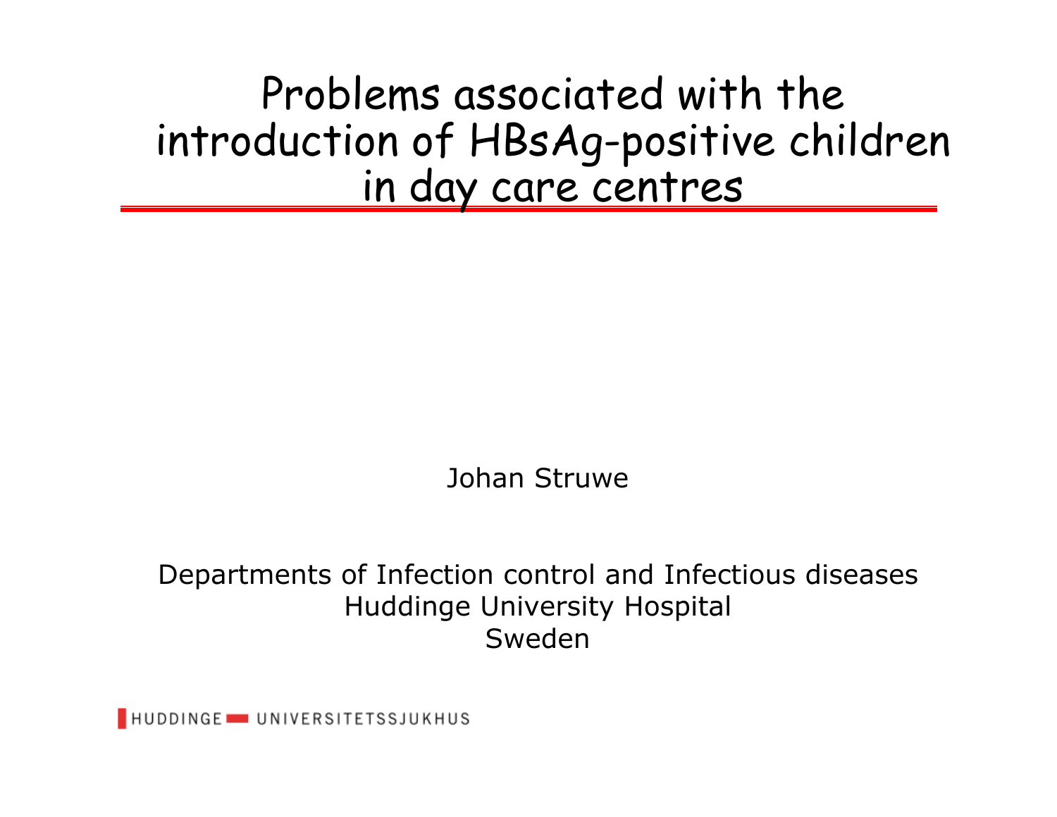# Problems associated with the introduction of HBsAg-positive children in day care centres

Johan Struwe

Departments of Infection control and Infectious diseases
Huddinge University Hospital
Sweden

HUDDINGE UNIVERSITETSSJUKHUS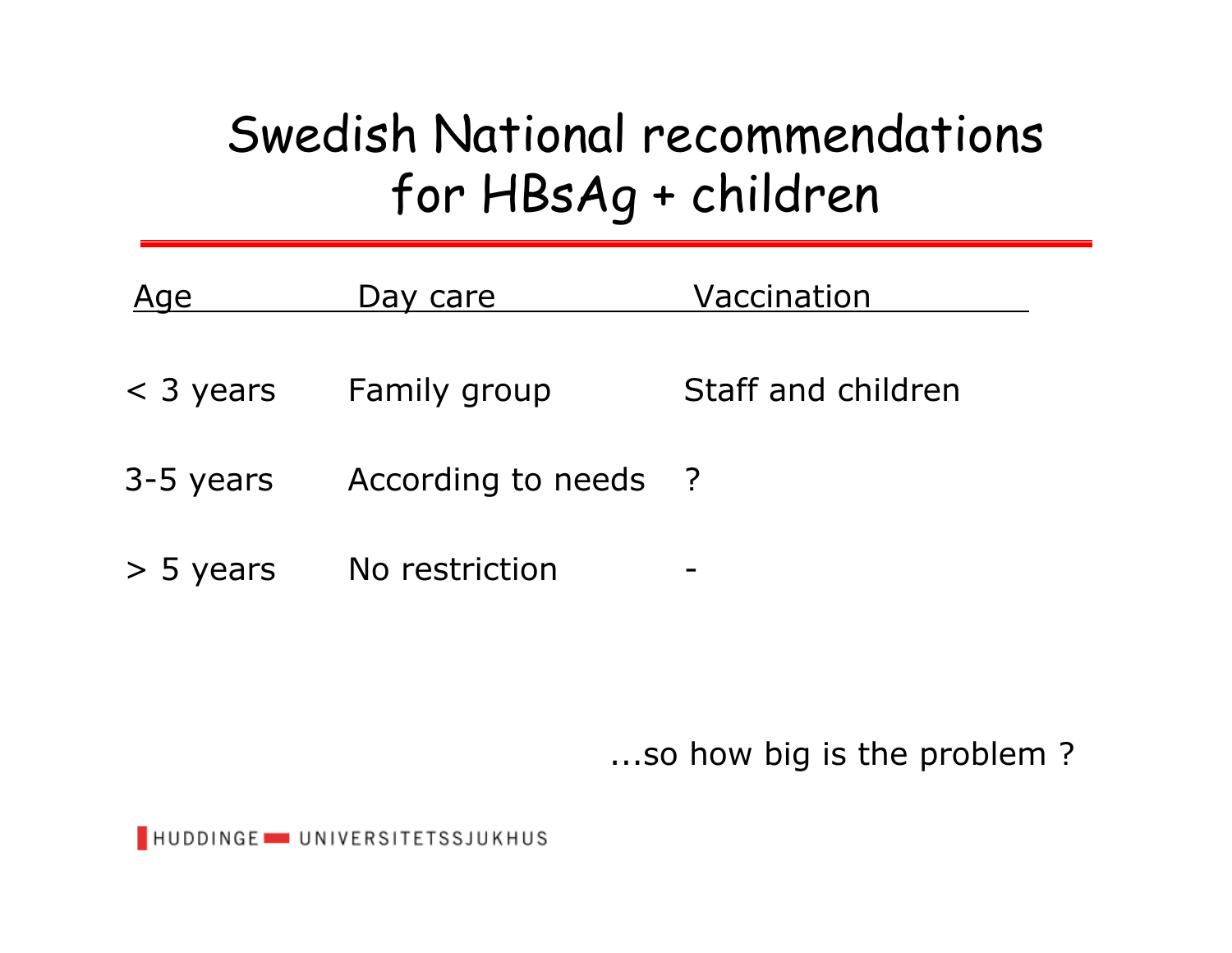# Swedish National recommendations for HBsAg + children

| Age | Day care | Vaccination |
| --- | --- | --- |
| < 3 years | Family group | Staff and children |
| 3-5 years | According to needs | ? |
| > 5 years | No restriction | - |

...so how big is the problem ?

HUDDINGE UNIVERSITETSSJUKHUS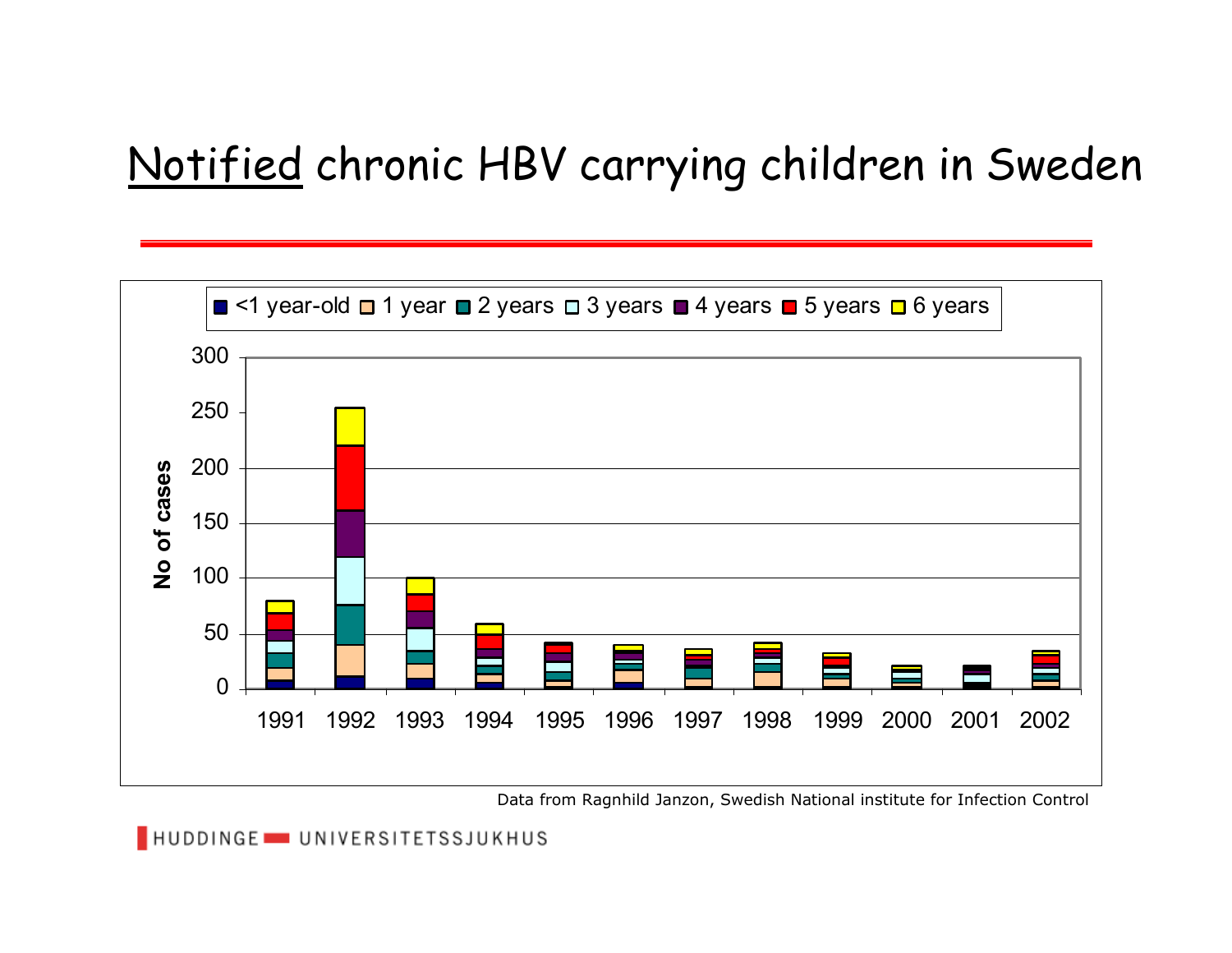# Notified chronic HBV carrying children in Sweden

<1 year-old · 1 year · 2 years · 3 years · 4 years · 5 years · 6 years

No of cases

0 · 50 · 100 · 150 · 200 · 250 · 300

1991 · 1992 · 1993 · 1994 · 1995 · 1996 · 1997 · 1998 · 1999 · 2000 · 2001 · 2002

Data from Ragnhild Janzon, Swedish National institute for Infection Control

HUDDINGE UNIVERSITETSSJUKHUS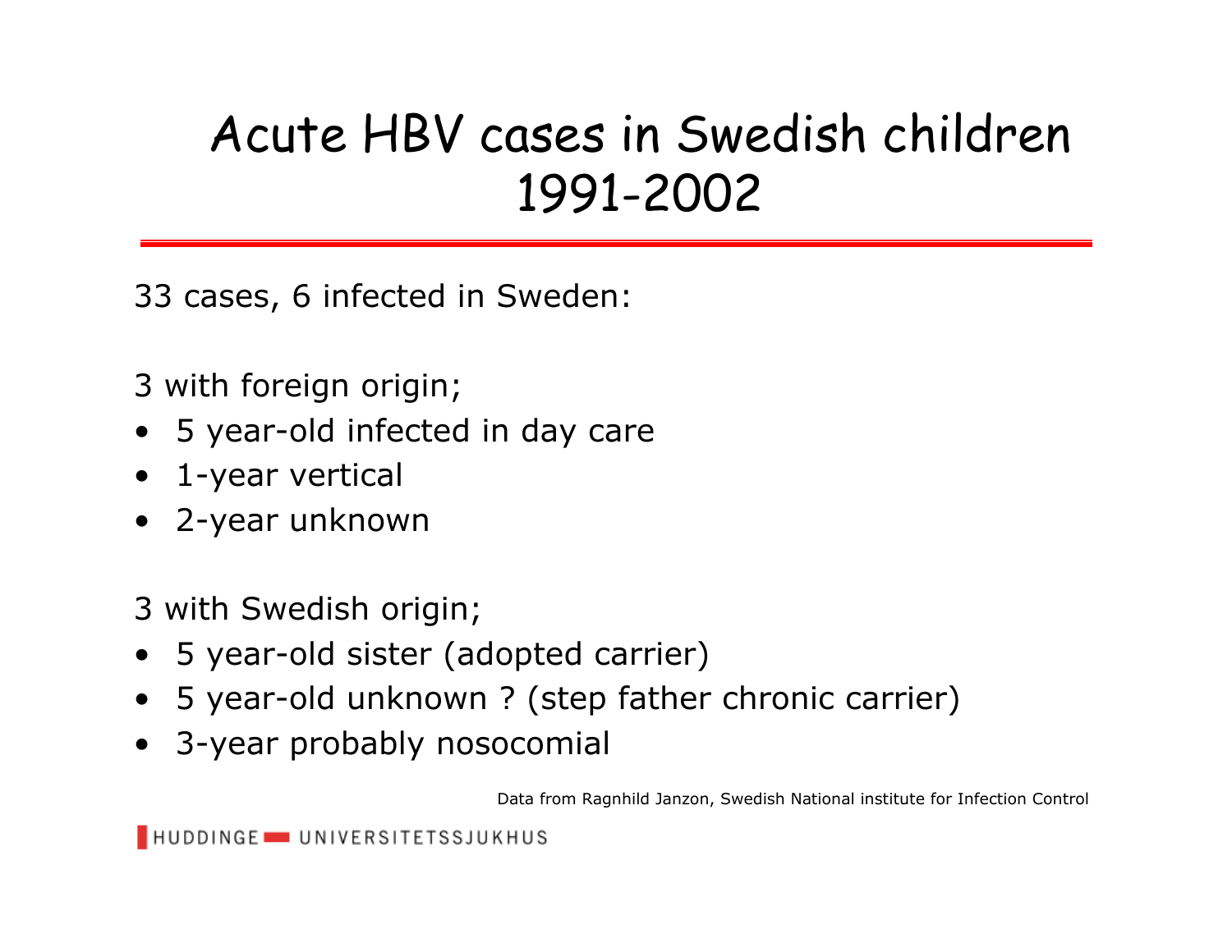# Acute HBV cases in Swedish children 1991-2002

33 cases, 6 infected in Sweden:

3 with foreign origin;

- 5 year-old infected in day care
- 1-year vertical
- 2-year unknown

3 with Swedish origin;

- 5 year-old sister (adopted carrier)
- 5 year-old unknown ? (step father chronic carrier)
- 3-year probably nosocomial

Data from Ragnhild Janzon, Swedish National institute for Infection Control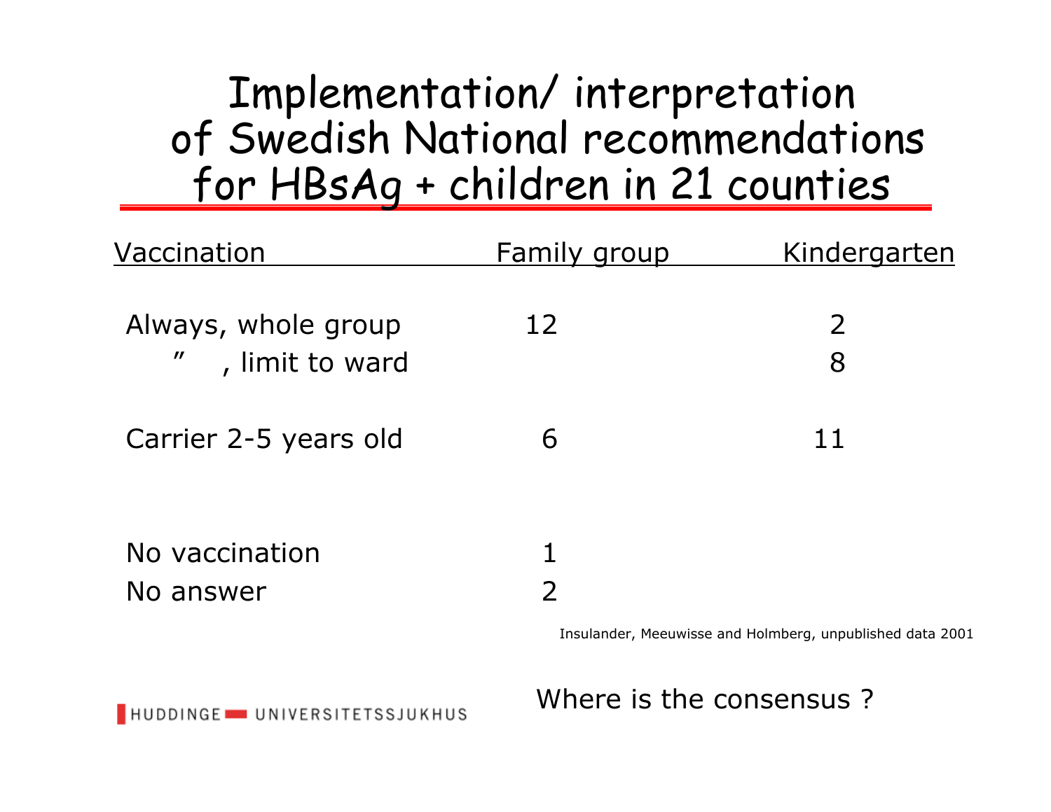# Implementation/ interpretation of Swedish National recommendations for HBsAg + children in 21 counties

| Vaccination | Family group | Kindergarten |
|---|---|---|
| Always, whole group | 12 | 2 |
| " , limit to ward | | 8 |
| Carrier 2-5 years old | 6 | 11 |
| No vaccination | 1 | |
| No answer | 2 | |

Insulander, Meeuwisse and Holmberg, unpublished data 2001

Where is the consensus ?

HUDDINGE UNIVERSITETSSJUKHUS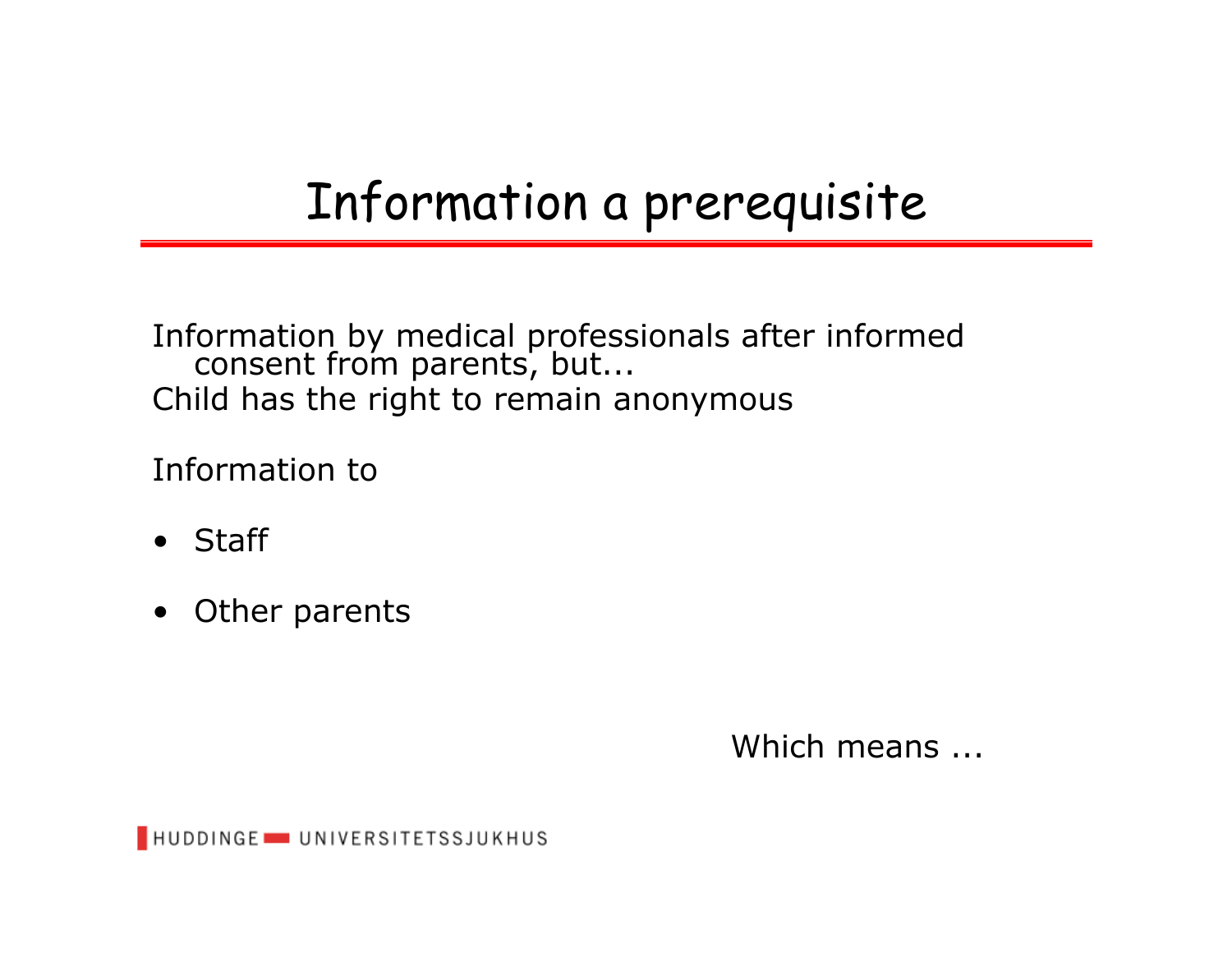# Information a prerequisite

Information by medical professionals after informed consent from parents, but...
Child has the right to remain anonymous

Information to

- Staff
- Other parents

Which means ...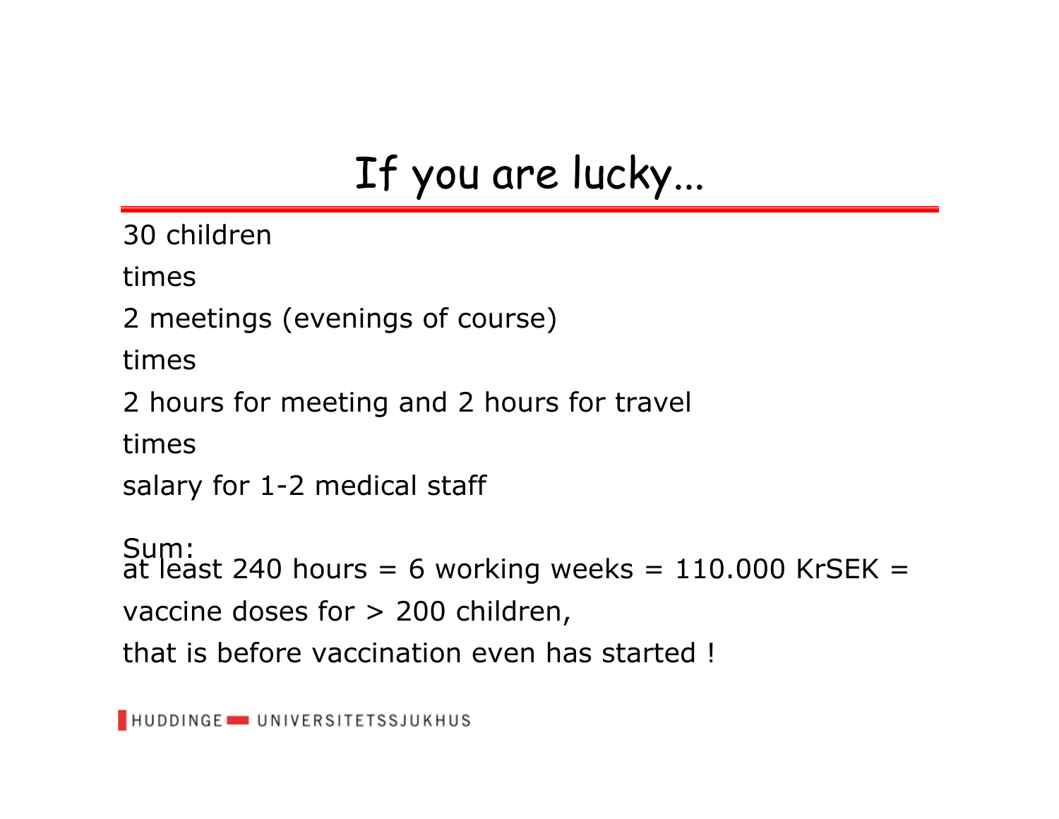# If you are lucky…

30 children

times

2 meetings (evenings of course)

times

2 hours for meeting and 2 hours for travel

times

salary for 1-2 medical staff

Sum:
at least 240 hours = 6 working weeks = 110.000 KrSEK =

vaccine doses for > 200 children,

that is before vaccination even has started !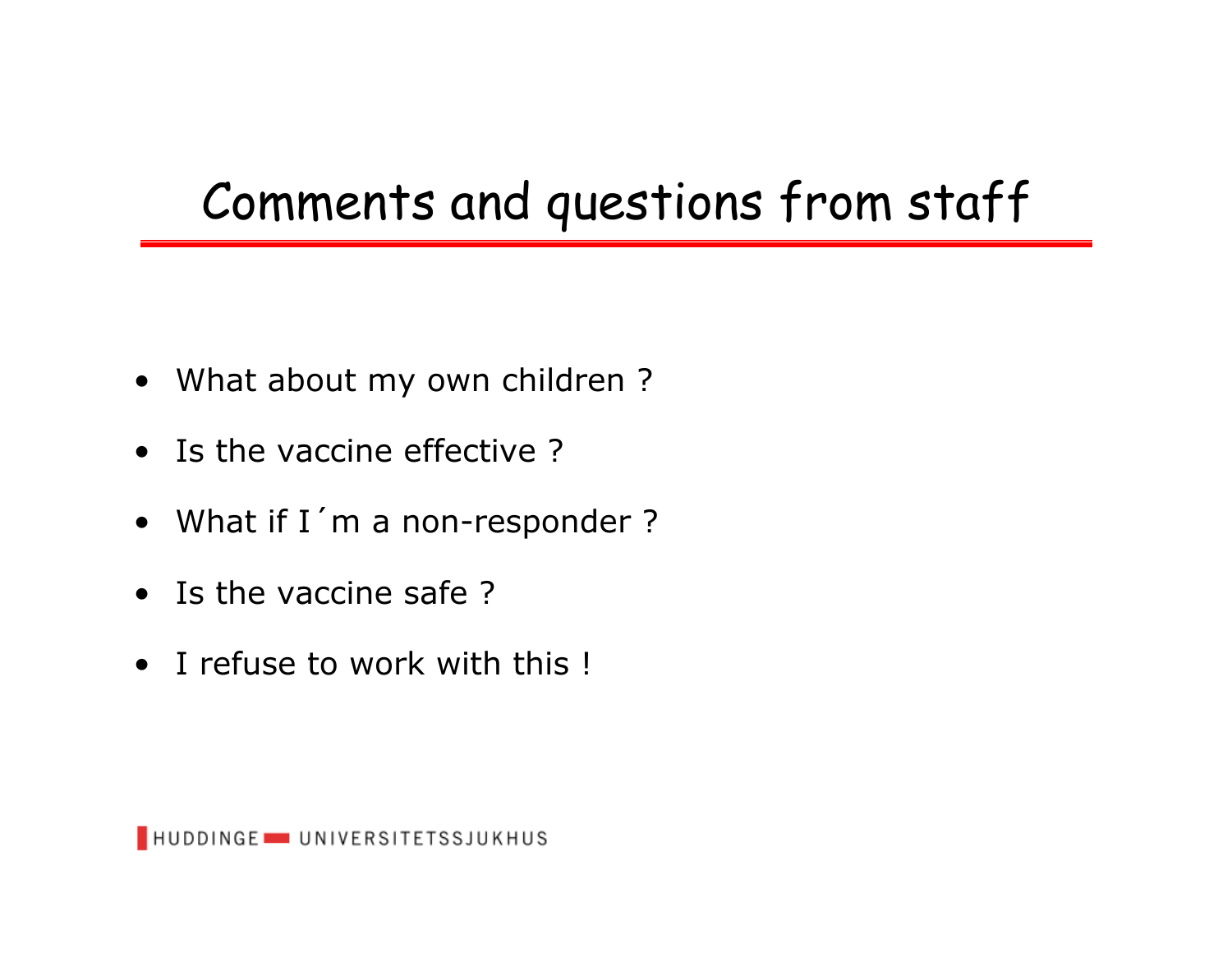# Comments and questions from staff

- What about my own children ?
- Is the vaccine effective ?
- What if I´m a non-responder ?
- Is the vaccine safe ?
- I refuse to work with this !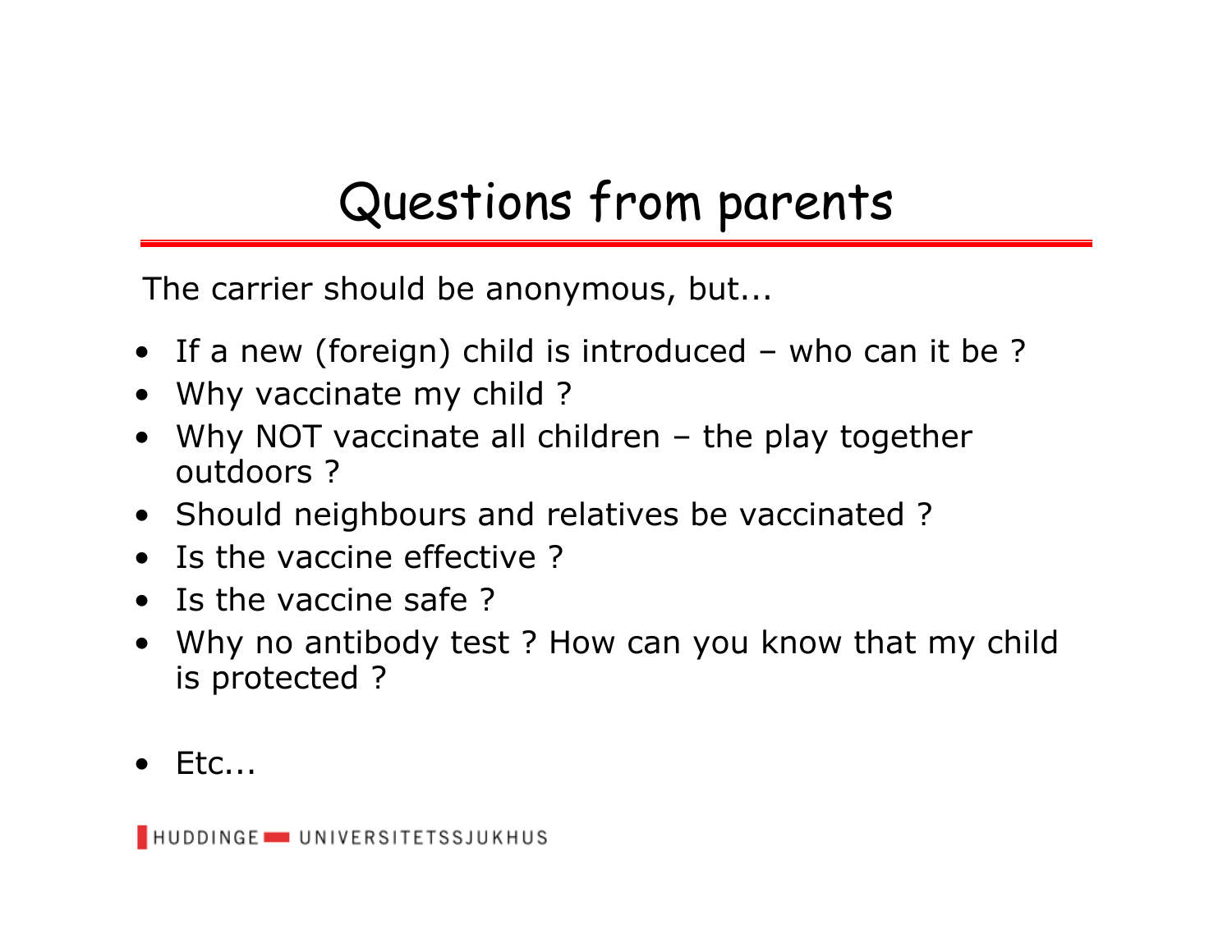# Questions from parents

The carrier should be anonymous, but...

- If a new (foreign) child is introduced – who can it be ?
- Why vaccinate my child ?
- Why NOT vaccinate all children – the play together outdoors ?
- Should neighbours and relatives be vaccinated ?
- Is the vaccine effective ?
- Is the vaccine safe ?
- Why no antibody test ? How can you know that my child is protected ?

- Etc...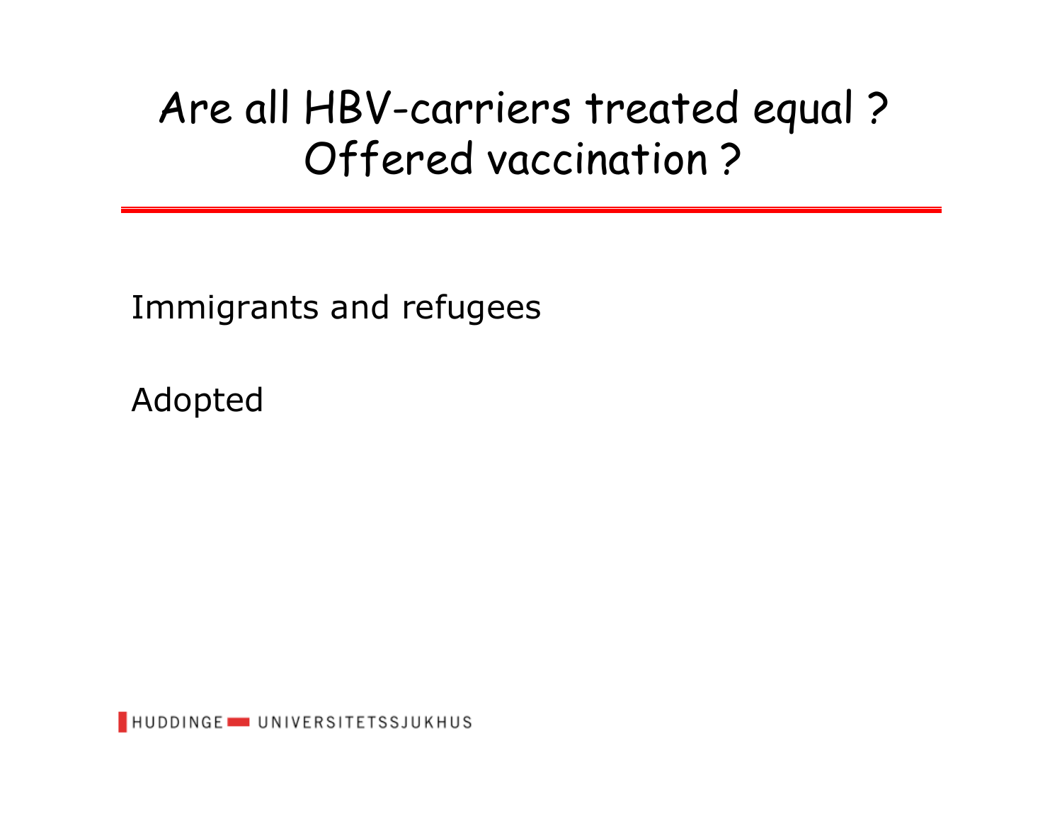# Are all HBV-carriers treated equal ? Offered vaccination ?

Immigrants and refugees

Adopted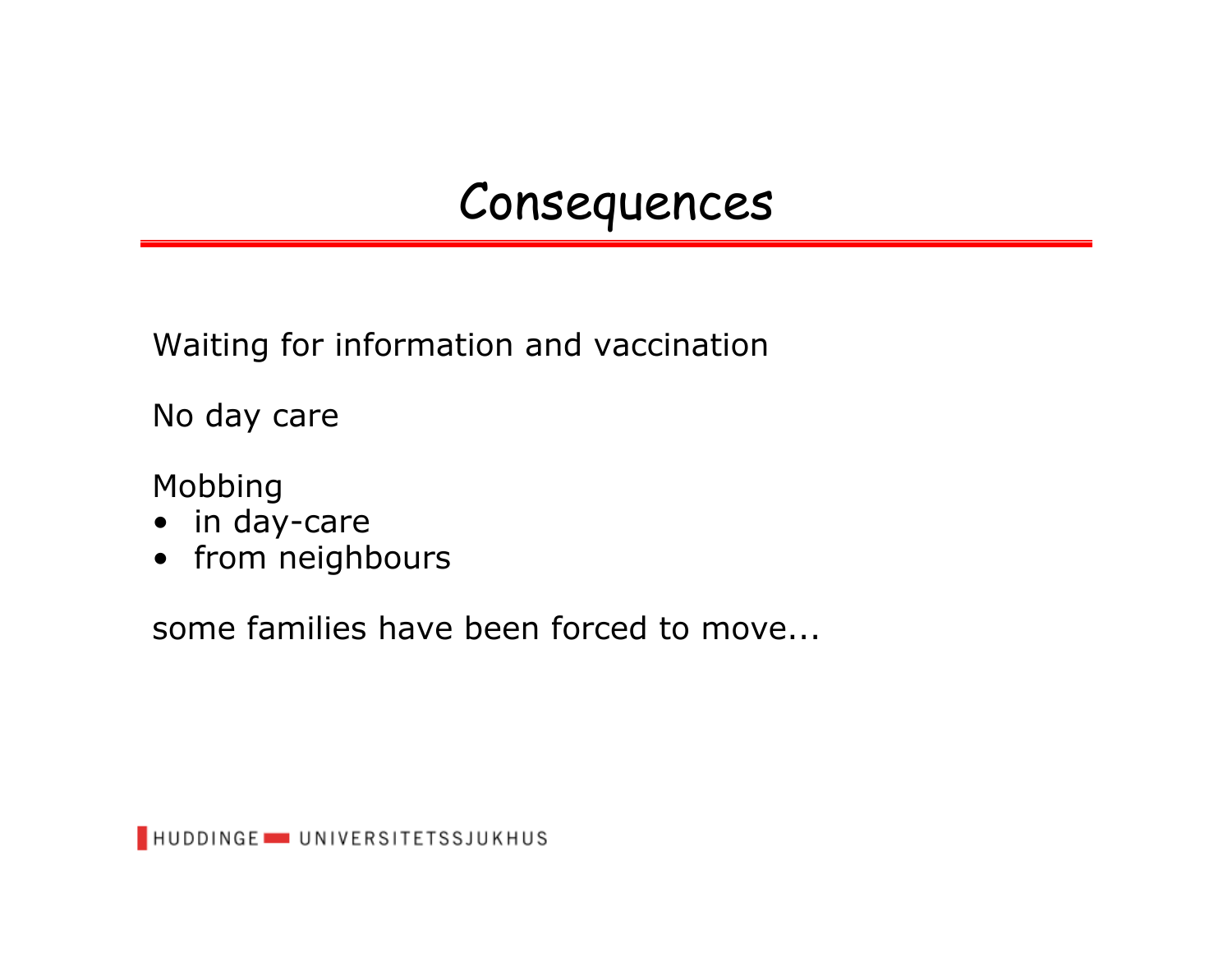# Consequences

Waiting for information and vaccination

No day care

Mobbing
- in day-care
- from neighbours

some families have been forced to move...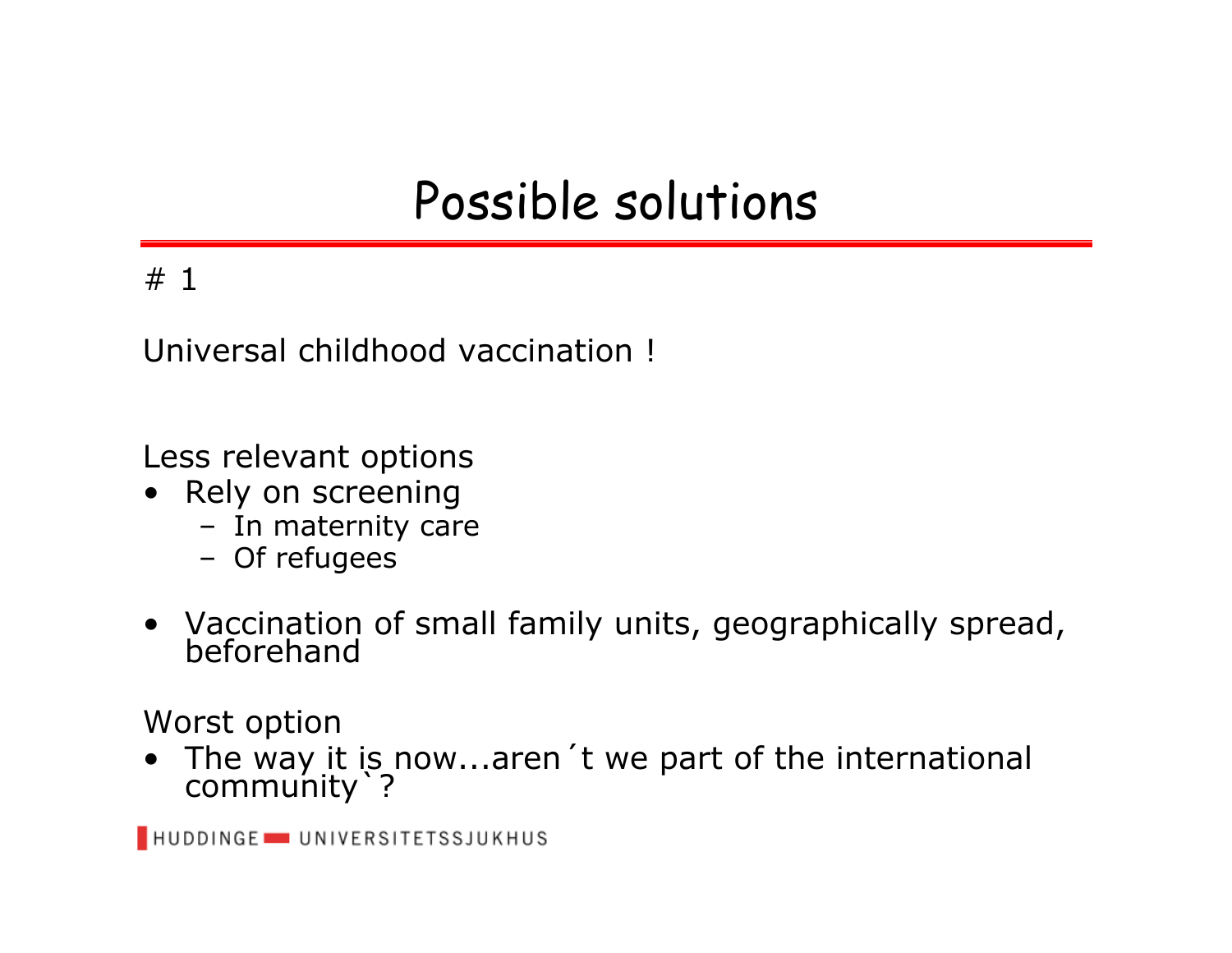# Possible solutions

# 1

Universal childhood vaccination !

Less relevant options

- Rely on screening
  - In maternity care
  - Of refugees
- Vaccination of small family units, geographically spread, beforehand

Worst option

- The way it is now...aren´t we part of the international community`?